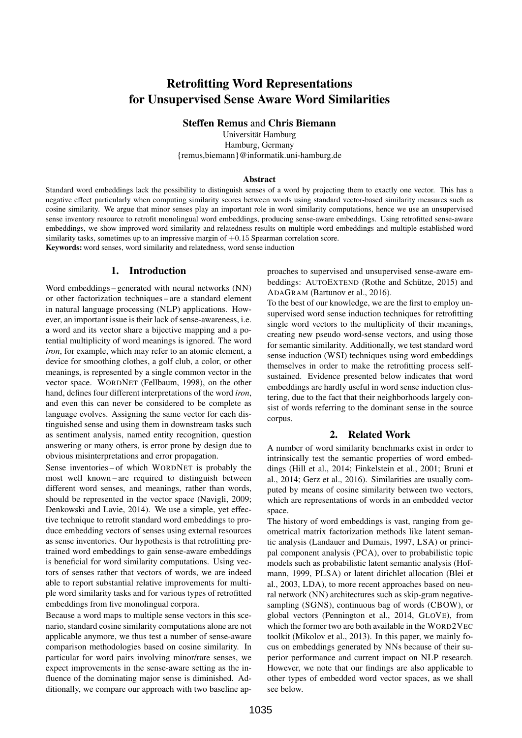# Retrofitting Word Representations for Unsupervised Sense Aware Word Similarities

**Steffen Remus** and **Chris Biemann**

Universität Hamburg
Hamburg, Germany
{remus,biemann}@informatik.uni-hamburg.de

### Abstract

Standard word embeddings lack the possibility to distinguish senses of a word by projecting them to exactly one vector. This has a negative effect particularly when computing similarity scores between words using standard vector-based similarity measures such as cosine similarity. We argue that minor senses play an important role in word similarity computations, hence we use an unsupervised sense inventory resource to retrofit monolingual word embeddings, producing sense-aware embeddings. Using retrofitted sense-aware embeddings, we show improved word similarity and relatedness results on multiple word embeddings and multiple established word similarity tasks, sometimes up to an impressive margin of $+0.15$ Spearman correlation score.

**Keywords:** word senses, word similarity and relatedness, word sense induction

## 1. Introduction

Word embeddings – generated with neural networks (NN) or other factorization techniques – are a standard element in natural language processing (NLP) applications. However, an important issue is their lack of sense-awareness, i.e. a word and its vector share a bijective mapping and a potential multiplicity of word meanings is ignored. The word *iron*, for example, which may refer to an atomic element, a device for smoothing clothes, a golf club, a color, or other meanings, is represented by a single common vector in the vector space. WORDNET (Fellbaum, 1998), on the other hand, defines four different interpretations of the word *iron*, and even this can never be considered to be complete as language evolves. Assigning the same vector for each distinguished sense and using them in downstream tasks such as sentiment analysis, named entity recognition, question answering or many others, is error prone by design due to obvious misinterpretations and error propagation.

Sense inventories – of which WORDNET is probably the most well known – are required to distinguish between different word senses, and meanings, rather than words, should be represented in the vector space (Navigli, 2009; Denkowski and Lavie, 2014). We use a simple, yet effective technique to retrofit standard word embeddings to produce embedding vectors of senses using external resources as sense inventories. Our hypothesis is that retrofitting pretrained word embeddings to gain sense-aware embeddings is beneficial for word similarity computations. Using vectors of senses rather that vectors of words, we are indeed able to report substantial relative improvements for multiple word similarity tasks and for various types of retrofitted embeddings from five monolingual corpora.

Because a word maps to multiple sense vectors in this scenario, standard cosine similarity computations alone are not applicable anymore, we thus test a number of sense-aware comparison methodologies based on cosine similarity. In particular for word pairs involving minor/rare senses, we expect improvements in the sense-aware setting as the influence of the dominating major sense is diminished. Additionally, we compare our approach with two baseline approaches to supervised and unsupervised sense-aware embeddings: AUTOEXTEND (Rothe and Schütze, 2015) and ADAGRAM (Bartunov et al., 2016).

To the best of our knowledge, we are the first to employ unsupervised word sense induction techniques for retrofitting single word vectors to the multiplicity of their meanings, creating new pseudo word-sense vectors, and using those for semantic similarity. Additionally, we test standard word sense induction (WSI) techniques using word embeddings themselves in order to make the retrofitting process self-sustained. Evidence presented below indicates that word embeddings are hardly useful in word sense induction clustering, due to the fact that their neighborhoods largely consist of words referring to the dominant sense in the source corpus.

## 2. Related Work

A number of word similarity benchmarks exist in order to intrinsically test the semantic properties of word embeddings (Hill et al., 2014; Finkelstein et al., 2001; Bruni et al., 2014; Gerz et al., 2016). Similarities are usually computed by means of cosine similarity between two vectors, which are representations of words in an embedded vector space.

The history of word embeddings is vast, ranging from geometrical matrix factorization methods like latent semantic analysis (Landauer and Dumais, 1997, LSA) or principal component analysis (PCA), over to probabilistic topic models such as probabilistic latent semantic analysis (Hofmann, 1999, PLSA) or latent dirichlet allocation (Blei et al., 2003, LDA), to more recent approaches based on neural network (NN) architectures such as skip-gram negative-sampling (SGNS), continuous bag of words (CBOW), or global vectors (Pennington et al., 2014, GLOVE), from which the former two are both available in the WORD2VEC toolkit (Mikolov et al., 2013). In this paper, we mainly focus on embeddings generated by NNs because of their superior performance and current impact on NLP research. However, we note that our findings are also applicable to other types of embedded word vector spaces, as we shall see below.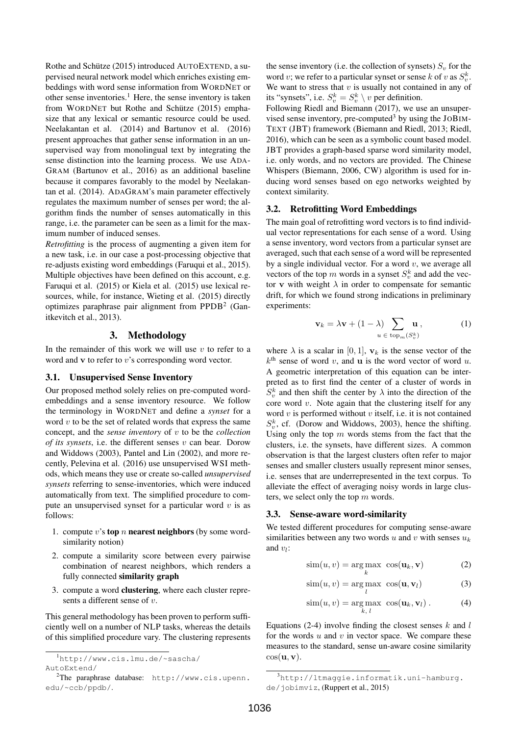Rothe and Schütze (2015) introduced AUTOEXTEND, a supervised neural network model which enriches existing embeddings with word sense information from WORDNET or other sense inventories.[1] Here, the sense inventory is taken from WORDNET but Rothe and Schütze (2015) emphasize that any lexical or semantic resource could be used. Neelakantan et al. (2014) and Bartunov et al. (2016) present approaches that gather sense information in an unsupervised way from monolingual text by integrating the sense distinction into the learning process. We use ADAGRAM (Bartunov et al., 2016) as an additional baseline because it compares favorably to the model by Neelakantan et al. (2014). ADAGRAM's main parameter effectively regulates the maximum number of senses per word; the algorithm finds the number of senses automatically in this range, i.e. the parameter can be seen as a limit for the maximum number of induced senses.

*Retrofitting* is the process of augmenting a given item for a new task, i.e. in our case a post-processing objective that re-adjusts existing word embeddings (Faruqui et al., 2015). Multiple objectives have been defined on this account, e.g. Faruqui et al. (2015) or Kiela et al. (2015) use lexical resources, while, for instance, Wieting et al. (2015) directly optimizes paraphrase pair alignment from PPDB[2] (Ganitkevitch et al., 2013).

# 3. Methodology

In the remainder of this work we will use $v$ to refer to a word and $\mathbf{v}$ to refer to $v$'s corresponding word vector.

## 3.1. Unsupervised Sense Inventory

Our proposed method solely relies on pre-computed word-embeddings and a sense inventory resource. We follow the terminology in WORDNET and define a *synset* for a word $v$ to be the set of related words that express the same concept, and the *sense inventory* of $v$ to be the *collection of its synsets*, i.e. the different senses $v$ can bear. Dorow and Widdows (2003), Pantel and Lin (2002), and more recently, Pelevina et al. (2016) use unsupervised WSI methods, which means they use or create so-called *unsupervised synsets* referring to sense-inventories, which were induced automatically from text. The simplified procedure to compute an unsupervised synset for a particular word $v$ is as follows:

1. compute $v$'s **top $n$ nearest neighbors** (by some word-similarity notion)
2. compute a similarity score between every pairwise combination of nearest neighbors, which renders a fully connected **similarity graph**
3. compute a word **clustering**, where each cluster represents a different sense of $v$.

This general methodology has been proven to perform sufficiently well on a number of NLP tasks, whereas the details of this simplified procedure vary. The clustering represents the sense inventory (i.e. the collection of synsets) $S_v$ for the word $v$; we refer to a particular synset or sense $k$ of $v$ as $S_v^k$. We want to stress that $v$ is usually not contained in any of its "synsets", i.e. $S_v^k = S_v^k \setminus v$ per definition.

Following Riedl and Biemann (2017), we use an unsupervised sense inventory, pre-computed[3] by using the JOBIMTEXT (JBT) framework (Biemann and Riedl, 2013; Riedl, 2016), which can be seen as a symbolic count based model. JBT provides a graph-based sparse word similarity model, i.e. only words, and no vectors are provided. The Chinese Whispers (Biemann, 2006, CW) algorithm is used for inducing word senses based on ego networks weighted by context similarity.

## 3.2. Retrofitting Word Embeddings

The main goal of retrofitting word vectors is to find individual vector representations for each sense of a word. Using a sense inventory, word vectors from a particular synset are averaged, such that each sense of a word will be represented by a single individual vector. For a word $v$, we average all vectors of the top $m$ words in a synset $S_v^k$ and add the vector $\mathbf{v}$ with weight $\lambda$ in order to compensate for semantic drift, for which we found strong indications in preliminary experiments:

$$\mathbf{v}_k = \lambda \mathbf{v} + (1 - \lambda) \sum_{u \,\in\, \mathrm{top}_m(S_v^k)} \mathbf{u}\,, \tag{1}$$

where $\lambda$ is a scalar in $[0, 1]$, $\mathbf{v}_k$ is the sense vector of the $k^{\text{th}}$ sense of word $v$, and $\mathbf{u}$ is the word vector of word $u$. A geometric interpretation of this equation can be interpreted as to first find the center of a cluster of words in $S_v^k$ and then shift the center by $\lambda$ into the direction of the core word $v$. Note again that the clustering itself for any word $v$ is performed without $v$ itself, i.e. it is not contained $S_v^k$, cf. (Dorow and Widdows, 2003), hence the shifting. Using only the top $m$ words stems from the fact that the clusters, i.e. the synsets, have different sizes. A common observation is that the largest clusters often refer to major senses and smaller clusters usually represent minor senses, i.e. senses that are underrepresented in the text corpus. To alleviate the effect of averaging noisy words in large clusters, we select only the top $m$ words.

## 3.3. Sense-aware word-similarity

We tested different procedures for computing sense-aware similarities between any two words $u$ and $v$ with senses $u_k$ and $v_l$:

$$\mathrm{sim}(u, v) = \arg\max_{k} \;\cos(\mathbf{u}_k, \mathbf{v}) \tag{2}$$

$$\mathrm{sim}(u, v) = \arg\max_{l} \;\cos(\mathbf{u}, \mathbf{v}_l) \tag{3}$$

$$\mathrm{sim}(u, v) = \arg\max_{k,\, l} \;\cos(\mathbf{u}_k, \mathbf{v}_l)\,. \tag{4}$$

Equations (2-4) involve finding the closest senses $k$ and $l$ for the words $u$ and $v$ in vector space. We compare these measures to the standard, sense un-aware cosine similarity $\cos(\mathbf{u}, \mathbf{v})$.

---

[1] http://www.cis.lmu.de/~sascha/AutoExtend/

[2] The paraphrase database: http://www.cis.upenn.edu/~ccb/ppdb/.

[3] http://ltmaggie.informatik.uni-hamburg.de/jobimviz, (Ruppert et al., 2015)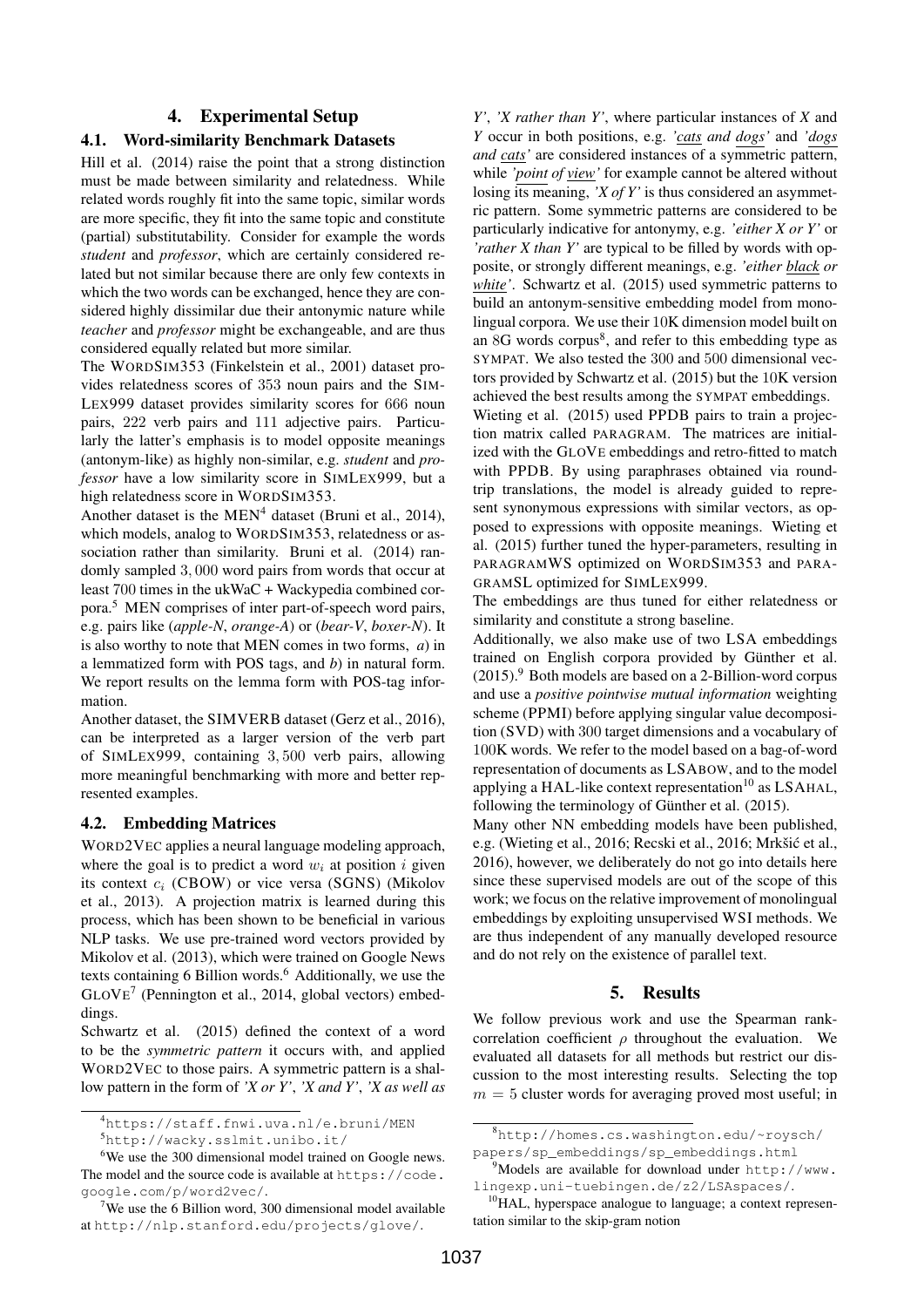## 4. Experimental Setup

### 4.1. Word-similarity Benchmark Datasets

Hill et al. (2014) raise the point that a strong distinction must be made between similarity and relatedness. While related words roughly fit into the same topic, similar words are more specific, they fit into the same topic and constitute (partial) substitutability. Consider for example the words *student* and *professor*, which are certainly considered related but not similar because there are only few contexts in which the two words can be exchanged, hence they are considered highly dissimilar due their antonymic nature while *teacher* and *professor* might be exchangeable, and are thus considered equally related but more similar.

The WORDSIM353 (Finkelstein et al., 2001) dataset provides relatedness scores of 353 noun pairs and the SIMLEX999 dataset provides similarity scores for 666 noun pairs, 222 verb pairs and 111 adjective pairs. Particularly the latter's emphasis is to model opposite meanings (antonym-like) as highly non-similar, e.g. *student* and *professor* have a low similarity score in SIMLEX999, but a high relatedness score in WORDSIM353.

Another dataset is the MEN[4] dataset (Bruni et al., 2014), which models, analog to WORDSIM353, relatedness or association rather than similarity. Bruni et al. (2014) randomly sampled 3,000 word pairs from words that occur at least 700 times in the ukWaC + Wackypedia combined corpora.[5] MEN comprises of inter part-of-speech word pairs, e.g. pairs like (*apple-N*, *orange-A*) or (*bear-V*, *boxer-N*). It is also worthy to note that MEN comes in two forms, *a*) in a lemmatized form with POS tags, and *b*) in natural form. We report results on the lemma form with POS-tag information.

Another dataset, the SIMVERB dataset (Gerz et al., 2016), can be interpreted as a larger version of the verb part of SIMLEX999, containing 3,500 verb pairs, allowing more meaningful benchmarking with more and better represented examples.

### 4.2. Embedding Matrices

WORD2VEC applies a neural language modeling approach, where the goal is to predict a word $w_i$ at position $i$ given its context $c_i$ (CBOW) or vice versa (SGNS) (Mikolov et al., 2013). A projection matrix is learned during this process, which has been shown to be beneficial in various NLP tasks. We use pre-trained word vectors provided by Mikolov et al. (2013), which were trained on Google News texts containing 6 Billion words.[6] Additionally, we use the GLOVE[7] (Pennington et al., 2014, global vectors) embeddings.

Schwartz et al. (2015) defined the context of a word to be the *symmetric pattern* it occurs with, and applied WORD2VEC to those pairs. A symmetric pattern is a shallow pattern in the form of *'X or Y'*, *'X and Y'*, *'X as well as Y'*, *'X rather than Y'*, where particular instances of *X* and *Y* occur in both positions, e.g. *'cats and dogs'* and *'dogs and cats'* are considered instances of a symmetric pattern, while *'point of view'* for example cannot be altered without losing its meaning, *'X of Y'* is thus considered an asymmetric pattern. Some symmetric patterns are considered to be particularly indicative for antonymy, e.g. *'either X or Y'* or *'rather X than Y'* are typical to be filled by words with opposite, or strongly different meanings, e.g. *'either black or white'*. Schwartz et al. (2015) used symmetric patterns to build an antonym-sensitive embedding model from monolingual corpora. We use their 10K dimension model built on an 8G words corpus[8], and refer to this embedding type as SYMPAT. We also tested the 300 and 500 dimensional vectors provided by Schwartz et al. (2015) but the 10K version achieved the best results among the SYMPAT embeddings.

Wieting et al. (2015) used PPDB pairs to train a projection matrix called PARAGRAM. The matrices are initialized with the GLOVE embeddings and retro-fitted to match with PPDB. By using paraphrases obtained via roundtrip translations, the model is already guided to represent synonymous expressions with similar vectors, as opposed to expressions with opposite meanings. Wieting et al. (2015) further tuned the hyper-parameters, resulting in PARAGRAMWS optimized on WORDSIM353 and PARAGRAMSL optimized for SIMLEX999.

The embeddings are thus tuned for either relatedness or similarity and constitute a strong baseline.

Additionally, we also make use of two LSA embeddings trained on English corpora provided by Günther et al. (2015).[9] Both models are based on a 2-Billion-word corpus and use a *positive pointwise mutual information* weighting scheme (PPMI) before applying singular value decomposition (SVD) with 300 target dimensions and a vocabulary of 100K words. We refer to the model based on a bag-of-word representation of documents as LSABOW, and to the model applying a HAL-like context representation[10] as LSAHAL, following the terminology of Günther et al. (2015).

Many other NN embedding models have been published, e.g. (Wieting et al., 2016; Recski et al., 2016; Mrkšić et al., 2016), however, we deliberately do not go into details here since these supervised models are out of the scope of this work; we focus on the relative improvement of monolingual embeddings by exploiting unsupervised WSI methods. We are thus independent of any manually developed resource and do not rely on the existence of parallel text.

## 5. Results

We follow previous work and use the Spearman rank-correlation coefficient $\rho$ throughout the evaluation. We evaluated all datasets for all methods but restrict our discussion to the most interesting results. Selecting the top $m = 5$ cluster words for averaging proved most useful; in

---

[4] https://staff.fnwi.uva.nl/e.bruni/MEN

[5] http://wacky.sslmit.unibo.it/

[6] We use the 300 dimensional model trained on Google news. The model and the source code is available at https://code.google.com/p/word2vec/.

[7] We use the 6 Billion word, 300 dimensional model available at http://nlp.stanford.edu/projects/glove/.

[8] http://homes.cs.washington.edu/~roysch/papers/sp_embeddings/sp_embeddings.html

[9] Models are available for download under http://www.lingexp.uni-tuebingen.de/z2/LSAspaces/.

[10] HAL, hyperspace analogue to language; a context representation similar to the skip-gram notion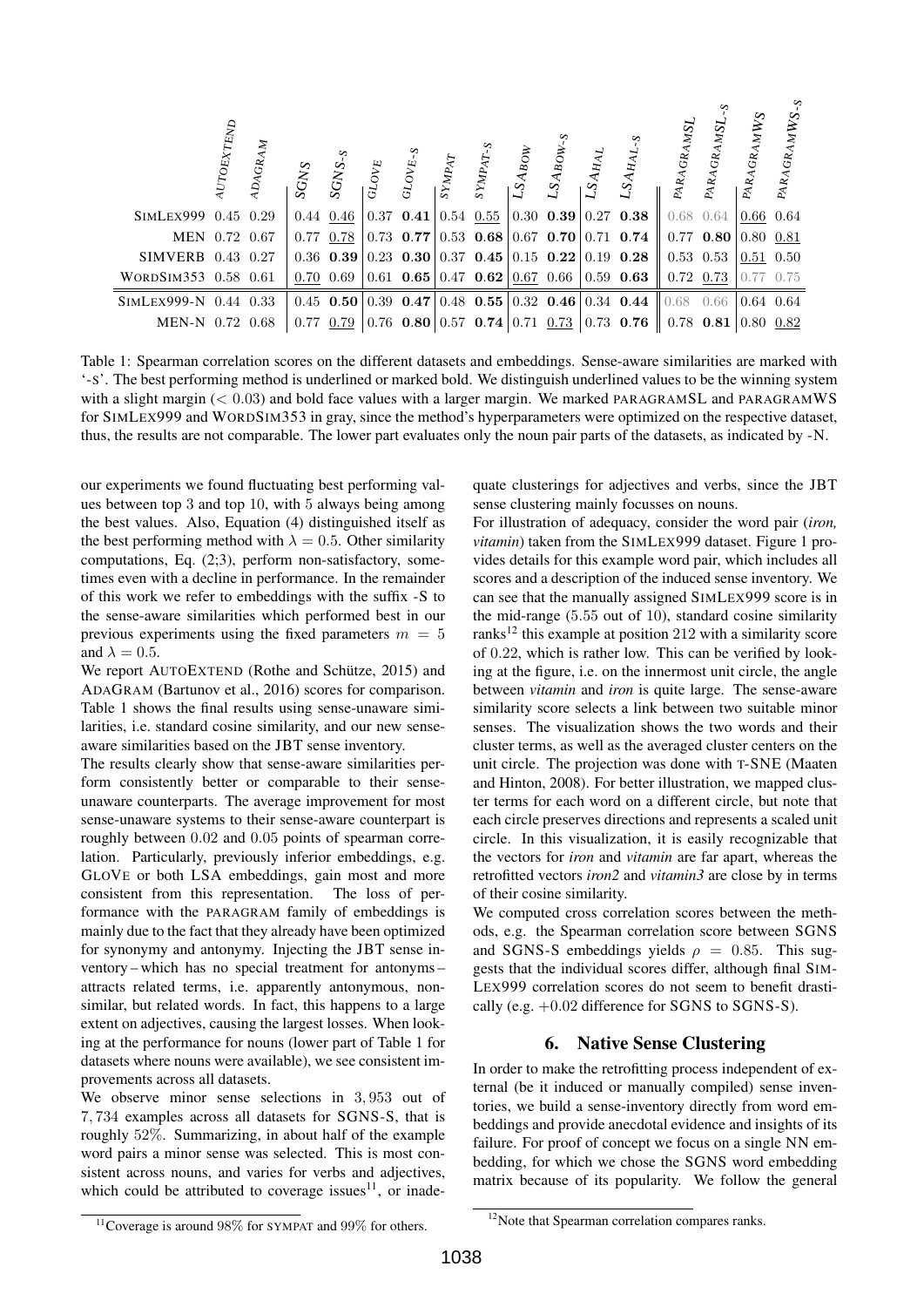| | AUTOEXTEND | ADAGRAM | SGNS | SGNS-S | GLOVE | GLOVE-S | SYMPAT | SYMPAT-S | LSABOW | LSABOW-S | LSAHAL | LSAHAL-S | PARAGRAMSL | PARAGRAMSL-S | PARAGRAMWS | PARAGRAMWS-S |
|---|---|---|---|---|---|---|---|---|---|---|---|---|---|---|---|---|
| SIMLEX999 | 0.45 | 0.29 | 0.44 | <u>0.46</u> | 0.37 | **0.41** | 0.54 | <u>0.55</u> | 0.30 | **0.39** | 0.27 | **0.38** | 0.68 | 0.64 | <u>0.66</u> | 0.64 |
| MEN | 0.72 | 0.67 | 0.77 | <u>0.78</u> | 0.73 | **0.77** | 0.53 | **0.68** | 0.67 | **0.70** | 0.71 | **0.74** | 0.77 | **0.80** | 0.80 | <u>0.81</u> |
| SIMVERB | 0.43 | 0.27 | 0.36 | **0.39** | 0.23 | **0.30** | 0.37 | **0.45** | 0.15 | **0.22** | 0.19 | **0.28** | 0.53 | 0.53 | <u>0.51</u> | 0.50 |
| WORDSIM353 | 0.58 | 0.61 | <u>0.70</u> | 0.69 | 0.61 | **0.65** | 0.47 | **0.62** | <u>0.67</u> | 0.66 | 0.59 | **0.63** | 0.72 | <u>0.73</u> | 0.77 | 0.75 |
| SIMLEX999-N | 0.44 | 0.33 | 0.45 | **0.50** | 0.39 | **0.47** | 0.48 | **0.55** | 0.32 | **0.46** | 0.34 | **0.44** | 0.68 | 0.66 | 0.64 | 0.64 |
| MEN-N | 0.72 | 0.68 | 0.77 | <u>0.79</u> | 0.76 | **0.80** | 0.57 | **0.74** | 0.71 | <u>0.73</u> | 0.73 | **0.76** | 0.78 | **0.81** | 0.80 | <u>0.82</u> |

Table 1: Spearman correlation scores on the different datasets and embeddings. Sense-aware similarities are marked with '-S'. The best performing method is underlined or marked bold. We distinguish underlined values to be the winning system with a slight margin ($< 0.03$) and bold face values with a larger margin. We marked PARAGRAMSL and PARAGRAMWS for SIMLEX999 and WORDSIM353 in gray, since the method's hyperparameters were optimized on the respective dataset, thus, the results are not comparable. The lower part evaluates only the noun pair parts of the datasets, as indicated by -N.

our experiments we found fluctuating best performing values between top 3 and top 10, with 5 always being among the best values. Also, Equation (4) distinguished itself as the best performing method with $\lambda = 0.5$. Other similarity computations, Eq. (2;3), perform non-satisfactory, sometimes even with a decline in performance. In the remainder of this work we refer to embeddings with the suffix -S to the sense-aware similarities which performed best in our previous experiments using the fixed parameters $m = 5$ and $\lambda = 0.5$.

We report AUTOEXTEND (Rothe and Schütze, 2015) and ADAGRAM (Bartunov et al., 2016) scores for comparison. Table 1 shows the final results using sense-unaware similarities, i.e. standard cosine similarity, and our new sense-aware similarities based on the JBT sense inventory.

The results clearly show that sense-aware similarities perform consistently better or comparable to their sense-unaware counterparts. The average improvement for most sense-unaware systems to their sense-aware counterpart is roughly between 0.02 and 0.05 points of spearman correlation. Particularly, previously inferior embeddings, e.g. GLOVE or both LSA embeddings, gain most and more consistent from this representation. The loss of performance with the PARAGRAM family of embeddings is mainly due to the fact that they already have been optimized for synonymy and antonymy. Injecting the JBT sense inventory – which has no special treatment for antonyms – attracts related terms, i.e. apparently antonymous, non-similar, but related words. In fact, this happens to a large extent on adjectives, causing the largest losses. When looking at the performance for nouns (lower part of Table 1 for datasets where nouns were available), we see consistent improvements across all datasets.

We observe minor sense selections in 3,953 out of 7,734 examples across all datasets for SGNS-S, that is roughly 52%. Summarizing, in about half of the example word pairs a minor sense was selected. This is most consistent across nouns, and varies for verbs and adjectives, which could be attributed to coverage issues[11], or inadequate clusterings for adjectives and verbs, since the JBT sense clustering mainly focusses on nouns.

For illustration of adequacy, consider the word pair (*iron, vitamin*) taken from the SIMLEX999 dataset. Figure 1 provides details for this example word pair, which includes all scores and a description of the induced sense inventory. We can see that the manually assigned SIMLEX999 score is in the mid-range (5.55 out of 10), standard cosine similarity ranks[12] this example at position 212 with a similarity score of 0.22, which is rather low. This can be verified by looking at the figure, i.e. on the innermost unit circle, the angle between *vitamin* and *iron* is quite large. The sense-aware similarity score selects a link between two suitable minor senses. The visualization shows the two words and their cluster terms, as well as the averaged cluster centers on the unit circle. The projection was done with T-SNE (Maaten and Hinton, 2008). For better illustration, we mapped cluster terms for each word on a different circle, but note that each circle preserves directions and represents a scaled unit circle. In this visualization, it is easily recognizable that the vectors for *iron* and *vitamin* are far apart, whereas the retrofitted vectors *iron2* and *vitamin3* are close by in terms of their cosine similarity.

We computed cross correlation scores between the methods, e.g. the Spearman correlation score between SGNS and SGNS-S embeddings yields $\rho = 0.85$. This suggests that the individual scores differ, although final SIMLEX999 correlation scores do not seem to benefit drastically (e.g. +0.02 difference for SGNS to SGNS-S).

## 6. Native Sense Clustering

In order to make the retrofitting process independent of external (be it induced or manually compiled) sense inventories, we build a sense-inventory directly from word embeddings and provide anecdotal evidence and insights of its failure. For proof of concept we focus on a single NN embedding, for which we chose the SGNS word embedding matrix because of its popularity. We follow the general

[11] Coverage is around 98% for SYMPAT and 99% for others.

[12] Note that Spearman correlation compares ranks.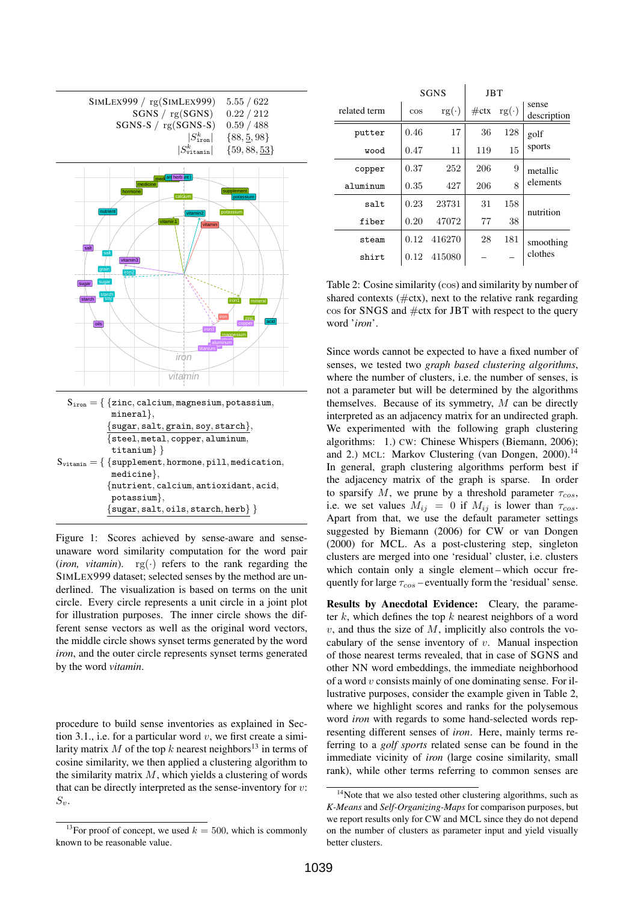| | |
|---|---|
| SimLex999 / rg(SimLex999) | 5.55 / 622 |
| SGNS / rg(SGNS) | 0.22 / 212 |
| SGNS-S / rg(SGNS-S) | 0.59 / 488 |
| $\lvert S^k_{\texttt{iron}} \rvert$ | {88, <u>5</u>, 98} |
| $\lvert S^k_{\texttt{vitamin}} \rvert$ | {59, 88, <u>53</u>} |

$S_{\texttt{iron}}$ = { {zinc, calcium, magnesium, potassium, mineral},
<u>{sugar, salt, grain, soy, starch}</u>,
{steel, metal, copper, aluminum, titanium} }

$S_{\texttt{vitamin}}$ = { {supplement, hormone, pill, medication, medicine},
{nutrient, calcium, antioxidant, acid, potassium},
<u>{sugar, salt, oils, starch, herb}</u> }

Figure 1: Scores achieved by sense-aware and sense-unaware word similarity computation for the word pair (*iron, vitamin*). rg(·) refers to the rank regarding the SimLex999 dataset; selected senses by the method are underlined. The visualization is based on terms on the unit circle. Every circle represents a unit circle in a joint plot for illustration purposes. The inner circle shows the different sense vectors as well as the original word vectors, the middle circle shows synset terms generated by the word *iron*, and the outer circle represents synset terms generated by the word *vitamin*.

procedure to build sense inventories as explained in Section 3.1., i.e. for a particular word $v$, we first create a similarity matrix $M$ of the top $k$ nearest neighbors[13] in terms of cosine similarity, we then applied a clustering algorithm to the similarity matrix $M$, which yields a clustering of words that can be directly interpreted as the sense-inventory for $v$: $S_v$.

[13]For proof of concept, we used $k = 500$, which is commonly known to be reasonable value.

| related term | SGNS cos | SGNS rg(·) | JBT #ctx | JBT rg(·) | sense description |
|---|---|---|---|---|---|
| putter | 0.46 | 17 | 36 | 128 | golf sports |
| wood | 0.47 | 11 | 119 | 15 | |
| copper | 0.37 | 252 | 206 | 9 | metallic elements |
| aluminum | 0.35 | 427 | 206 | 8 | |
| salt | 0.23 | 23731 | 31 | 158 | nutrition |
| fiber | 0.20 | 47072 | 77 | 38 | |
| steam | 0.12 | 416270 | 28 | 181 | smoothing clothes |
| shirt | 0.12 | 415080 | – | – | |

Table 2: Cosine similarity (cos) and similarity by number of shared contexts (#ctx), next to the relative rank regarding cos for SNGS and #ctx for JBT with respect to the query word '*iron*'.

Since words cannot be expected to have a fixed number of senses, we tested two *graph based clustering algorithms*, where the number of clusters, i.e. the number of senses, is not a parameter but will be determined by the algorithms themselves. Because of its symmetry, $M$ can be directly interpreted as an adjacency matrix for an undirected graph. We experimented with the following graph clustering algorithms: 1.) CW: Chinese Whispers (Biemann, 2006); and 2.) MCL: Markov Clustering (van Dongen, 2000).[14] In general, graph clustering algorithms perform best if the adjacency matrix of the graph is sparse. In order to sparsify $M$, we prune by a threshold parameter $\tau_{cos}$, i.e. we set values $M_{ij} = 0$ if $M_{ij}$ is lower than $\tau_{cos}$. Apart from that, we use the default parameter settings suggested by Biemann (2006) for CW or van Dongen (2000) for MCL. As a post-clustering step, singleton clusters are merged into one 'residual' cluster, i.e. clusters which contain only a single element – which occur frequently for large $\tau_{cos}$ – eventually form the 'residual' sense.

**Results by Anecdotal Evidence:** Cleary, the parameter $k$, which defines the top $k$ nearest neighbors of a word $v$, and thus the size of $M$, implicitly also controls the vocabulary of the sense inventory of $v$. Manual inspection of those nearest terms revealed, that in case of SGNS and other NN word embeddings, the immediate neighborhood of a word $v$ consists mainly of one dominating sense. For illustrative purposes, consider the example given in Table 2, where we highlight scores and ranks for the polysemous word *iron* with regards to some hand-selected words representing different senses of *iron*. Here, mainly terms referring to a *golf sports* related sense can be found in the immediate vicinity of *iron* (large cosine similarity, small rank), while other terms referring to common senses are

[14]Note that we also tested other clustering algorithms, such as *K-Means* and *Self-Organizing-Maps* for comparison purposes, but we report results only for CW and MCL since they do not depend on the number of clusters as parameter input and yield visually better clusters.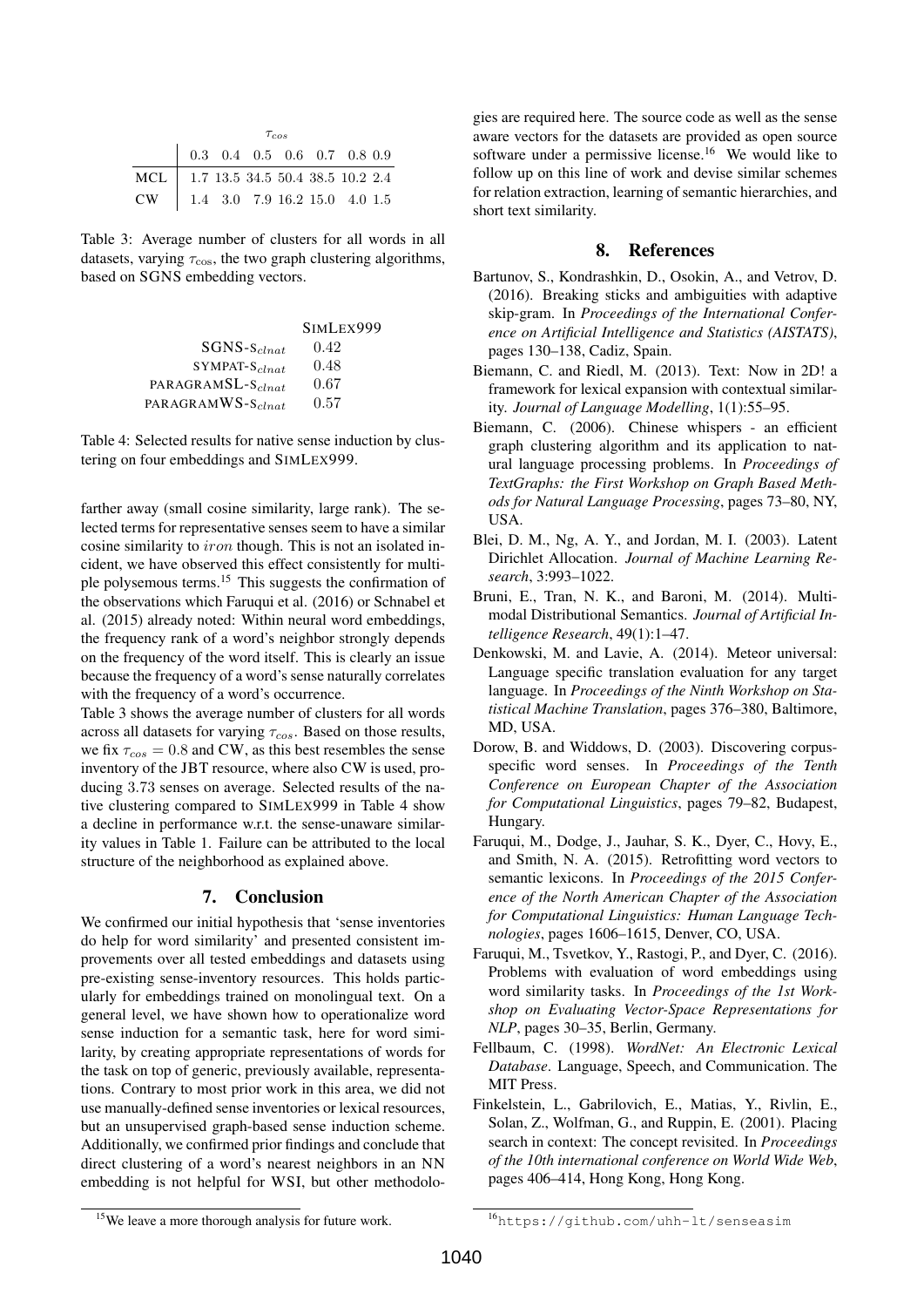| | $\tau_{cos}$ | | | | | | |
|---|---|---|---|---|---|---|---|
| | 0.3 | 0.4 | 0.5 | 0.6 | 0.7 | 0.8 | 0.9 |
| MCL | 1.7 | 13.5 | 34.5 | 50.4 | 38.5 | 10.2 | 2.4 |
| CW | 1.4 | 3.0 | 7.9 | 16.2 | 15.0 | 4.0 | 1.5 |

Table 3: Average number of clusters for all words in all datasets, varying $\tau_{\cos}$, the two graph clustering algorithms, based on SGNS embedding vectors.

| | SIMLEX999 |
|---|---|
| SGNS-$S_{clnat}$ | 0.42 |
| SYMPAT-$S_{clnat}$ | 0.48 |
| PARAGRAMSL-$S_{clnat}$ | 0.67 |
| PARAGRAMWS-$S_{clnat}$ | 0.57 |

Table 4: Selected results for native sense induction by clustering on four embeddings and SIMLEX999.

farther away (small cosine similarity, large rank). The selected terms for representative senses seem to have a similar cosine similarity to $iron$ though. This is not an isolated incident, we have observed this effect consistently for multiple polysemous terms.[15] This suggests the confirmation of the observations which Faruqui et al. (2016) or Schnabel et al. (2015) already noted: Within neural word embeddings, the frequency rank of a word's neighbor strongly depends on the frequency of the word itself. This is clearly an issue because the frequency of a word's sense naturally correlates with the frequency of a word's occurrence.

Table 3 shows the average number of clusters for all words across all datasets for varying $\tau_{cos}$. Based on those results, we fix $\tau_{cos} = 0.8$ and CW, as this best resembles the sense inventory of the JBT resource, where also CW is used, producing 3.73 senses on average. Selected results of the native clustering compared to SIMLEX999 in Table 4 show a decline in performance w.r.t. the sense-unaware similarity values in Table 1. Failure can be attributed to the local structure of the neighborhood as explained above.

## 7. Conclusion

We confirmed our initial hypothesis that 'sense inventories do help for word similarity' and presented consistent improvements over all tested embeddings and datasets using pre-existing sense-inventory resources. This holds particularly for embeddings trained on monolingual text. On a general level, we have shown how to operationalize word sense induction for a semantic task, here for word similarity, by creating appropriate representations of words for the task on top of generic, previously available, representations. Contrary to most prior work in this area, we did not use manually-defined sense inventories or lexical resources, but an unsupervised graph-based sense induction scheme. Additionally, we confirmed prior findings and conclude that direct clustering of a word's nearest neighbors in an NN embedding is not helpful for WSI, but other methodologies are required here. The source code as well as the sense aware vectors for the datasets are provided as open source software under a permissive license.[16] We would like to follow up on this line of work and devise similar schemes for relation extraction, learning of semantic hierarchies, and short text similarity.

## 8. References

Bartunov, S., Kondrashkin, D., Osokin, A., and Vetrov, D. (2016). Breaking sticks and ambiguities with adaptive skip-gram. In *Proceedings of the International Conference on Artificial Intelligence and Statistics (AISTATS)*, pages 130–138, Cadiz, Spain.

Biemann, C. and Riedl, M. (2013). Text: Now in 2D! a framework for lexical expansion with contextual similarity. *Journal of Language Modelling*, 1(1):55–95.

Biemann, C. (2006). Chinese whispers - an efficient graph clustering algorithm and its application to natural language processing problems. In *Proceedings of TextGraphs: the First Workshop on Graph Based Methods for Natural Language Processing*, pages 73–80, NY, USA.

Blei, D. M., Ng, A. Y., and Jordan, M. I. (2003). Latent Dirichlet Allocation. *Journal of Machine Learning Research*, 3:993–1022.

Bruni, E., Tran, N. K., and Baroni, M. (2014). Multimodal Distributional Semantics. *Journal of Artificial Intelligence Research*, 49(1):1–47.

Denkowski, M. and Lavie, A. (2014). Meteor universal: Language specific translation evaluation for any target language. In *Proceedings of the Ninth Workshop on Statistical Machine Translation*, pages 376–380, Baltimore, MD, USA.

Dorow, B. and Widdows, D. (2003). Discovering corpus-specific word senses. In *Proceedings of the Tenth Conference on European Chapter of the Association for Computational Linguistics*, pages 79–82, Budapest, Hungary.

Faruqui, M., Dodge, J., Jauhar, S. K., Dyer, C., Hovy, E., and Smith, N. A. (2015). Retrofitting word vectors to semantic lexicons. In *Proceedings of the 2015 Conference of the North American Chapter of the Association for Computational Linguistics: Human Language Technologies*, pages 1606–1615, Denver, CO, USA.

Faruqui, M., Tsvetkov, Y., Rastogi, P., and Dyer, C. (2016). Problems with evaluation of word embeddings using word similarity tasks. In *Proceedings of the 1st Workshop on Evaluating Vector-Space Representations for NLP*, pages 30–35, Berlin, Germany.

Fellbaum, C. (1998). *WordNet: An Electronic Lexical Database*. Language, Speech, and Communication. The MIT Press.

Finkelstein, L., Gabrilovich, E., Matias, Y., Rivlin, E., Solan, Z., Wolfman, G., and Ruppin, E. (2001). Placing search in context: The concept revisited. In *Proceedings of the 10th international conference on World Wide Web*, pages 406–414, Hong Kong, Hong Kong.

[15] We leave a more thorough analysis for future work.

[16] https://github.com/uhh-lt/senseasim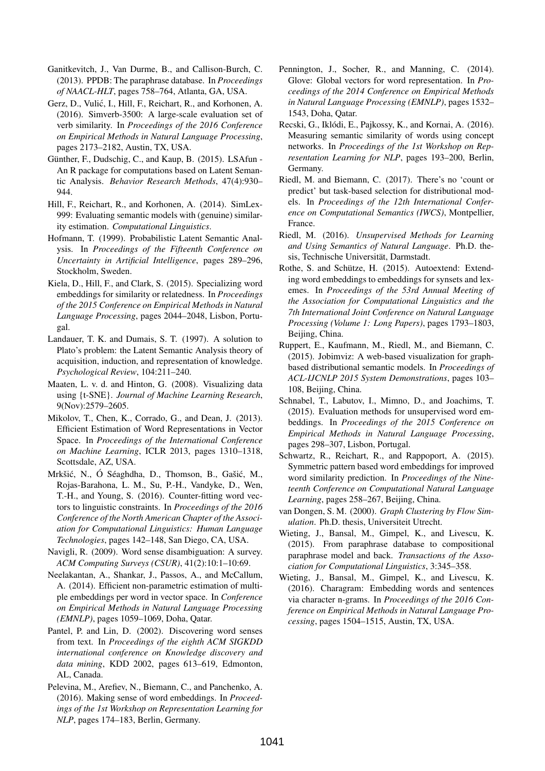Ganitkevitch, J., Van Durme, B., and Callison-Burch, C. (2013). PPDB: The paraphrase database. In *Proceedings of NAACL-HLT*, pages 758–764, Atlanta, GA, USA.

Gerz, D., Vulić, I., Hill, F., Reichart, R., and Korhonen, A. (2016). Simverb-3500: A large-scale evaluation set of verb similarity. In *Proceedings of the 2016 Conference on Empirical Methods in Natural Language Processing*, pages 2173–2182, Austin, TX, USA.

Günther, F., Dudschig, C., and Kaup, B. (2015). LSAfun - An R package for computations based on Latent Semantic Analysis. *Behavior Research Methods*, 47(4):930–944.

Hill, F., Reichart, R., and Korhonen, A. (2014). SimLex-999: Evaluating semantic models with (genuine) similarity estimation. *Computational Linguistics*.

Hofmann, T. (1999). Probabilistic Latent Semantic Analysis. In *Proceedings of the Fifteenth Conference on Uncertainty in Artificial Intelligence*, pages 289–296, Stockholm, Sweden.

Kiela, D., Hill, F., and Clark, S. (2015). Specializing word embeddings for similarity or relatedness. In *Proceedings of the 2015 Conference on Empirical Methods in Natural Language Processing*, pages 2044–2048, Lisbon, Portugal.

Landauer, T. K. and Dumais, S. T. (1997). A solution to Plato's problem: the Latent Semantic Analysis theory of acquisition, induction, and representation of knowledge. *Psychological Review*, 104:211–240.

Maaten, L. v. d. and Hinton, G. (2008). Visualizing data using {t-SNE}. *Journal of Machine Learning Research*, 9(Nov):2579–2605.

Mikolov, T., Chen, K., Corrado, G., and Dean, J. (2013). Efficient Estimation of Word Representations in Vector Space. In *Proceedings of the International Conference on Machine Learning*, ICLR 2013, pages 1310–1318, Scottsdale, AZ, USA.

Mrkšić, N., Ó Séaghdha, D., Thomson, B., Gašić, M., Rojas-Barahona, L. M., Su, P.-H., Vandyke, D., Wen, T.-H., and Young, S. (2016). Counter-fitting word vectors to linguistic constraints. In *Proceedings of the 2016 Conference of the North American Chapter of the Association for Computational Linguistics: Human Language Technologies*, pages 142–148, San Diego, CA, USA.

Navigli, R. (2009). Word sense disambiguation: A survey. *ACM Computing Surveys (CSUR)*, 41(2):10:1–10:69.

Neelakantan, A., Shankar, J., Passos, A., and McCallum, A. (2014). Efficient non-parametric estimation of multiple embeddings per word in vector space. In *Conference on Empirical Methods in Natural Language Processing (EMNLP)*, pages 1059–1069, Doha, Qatar.

Pantel, P. and Lin, D. (2002). Discovering word senses from text. In *Proceedings of the eighth ACM SIGKDD international conference on Knowledge discovery and data mining*, KDD 2002, pages 613–619, Edmonton, AL, Canada.

Pelevina, M., Arefiev, N., Biemann, C., and Panchenko, A. (2016). Making sense of word embeddings. In *Proceedings of the 1st Workshop on Representation Learning for NLP*, pages 174–183, Berlin, Germany.

Pennington, J., Socher, R., and Manning, C. (2014). Glove: Global vectors for word representation. In *Proceedings of the 2014 Conference on Empirical Methods in Natural Language Processing (EMNLP)*, pages 1532–1543, Doha, Qatar.

Recski, G., Iklódi, E., Pajkossy, K., and Kornai, A. (2016). Measuring semantic similarity of words using concept networks. In *Proceedings of the 1st Workshop on Representation Learning for NLP*, pages 193–200, Berlin, Germany.

Riedl, M. and Biemann, C. (2017). There's no 'count or predict' but task-based selection for distributional models. In *Proceedings of the 12th International Conference on Computational Semantics (IWCS)*, Montpellier, France.

Riedl, M. (2016). *Unsupervised Methods for Learning and Using Semantics of Natural Language*. Ph.D. thesis, Technische Universität, Darmstadt.

Rothe, S. and Schütze, H. (2015). Autoextend: Extending word embeddings to embeddings for synsets and lexemes. In *Proceedings of the 53rd Annual Meeting of the Association for Computational Linguistics and the 7th International Joint Conference on Natural Language Processing (Volume 1: Long Papers)*, pages 1793–1803, Beijing, China.

Ruppert, E., Kaufmann, M., Riedl, M., and Biemann, C. (2015). Jobimviz: A web-based visualization for graph-based distributional semantic models. In *Proceedings of ACL-IJCNLP 2015 System Demonstrations*, pages 103–108, Beijing, China.

Schnabel, T., Labutov, I., Mimno, D., and Joachims, T. (2015). Evaluation methods for unsupervised word embeddings. In *Proceedings of the 2015 Conference on Empirical Methods in Natural Language Processing*, pages 298–307, Lisbon, Portugal.

Schwartz, R., Reichart, R., and Rappoport, A. (2015). Symmetric pattern based word embeddings for improved word similarity prediction. In *Proceedings of the Nineteenth Conference on Computational Natural Language Learning*, pages 258–267, Beijing, China.

van Dongen, S. M. (2000). *Graph Clustering by Flow Simulation*. Ph.D. thesis, Universiteit Utrecht.

Wieting, J., Bansal, M., Gimpel, K., and Livescu, K. (2015). From paraphrase database to compositional paraphrase model and back. *Transactions of the Association for Computational Linguistics*, 3:345–358.

Wieting, J., Bansal, M., Gimpel, K., and Livescu, K. (2016). Charagram: Embedding words and sentences via character n-grams. In *Proceedings of the 2016 Conference on Empirical Methods in Natural Language Processing*, pages 1504–1515, Austin, TX, USA.